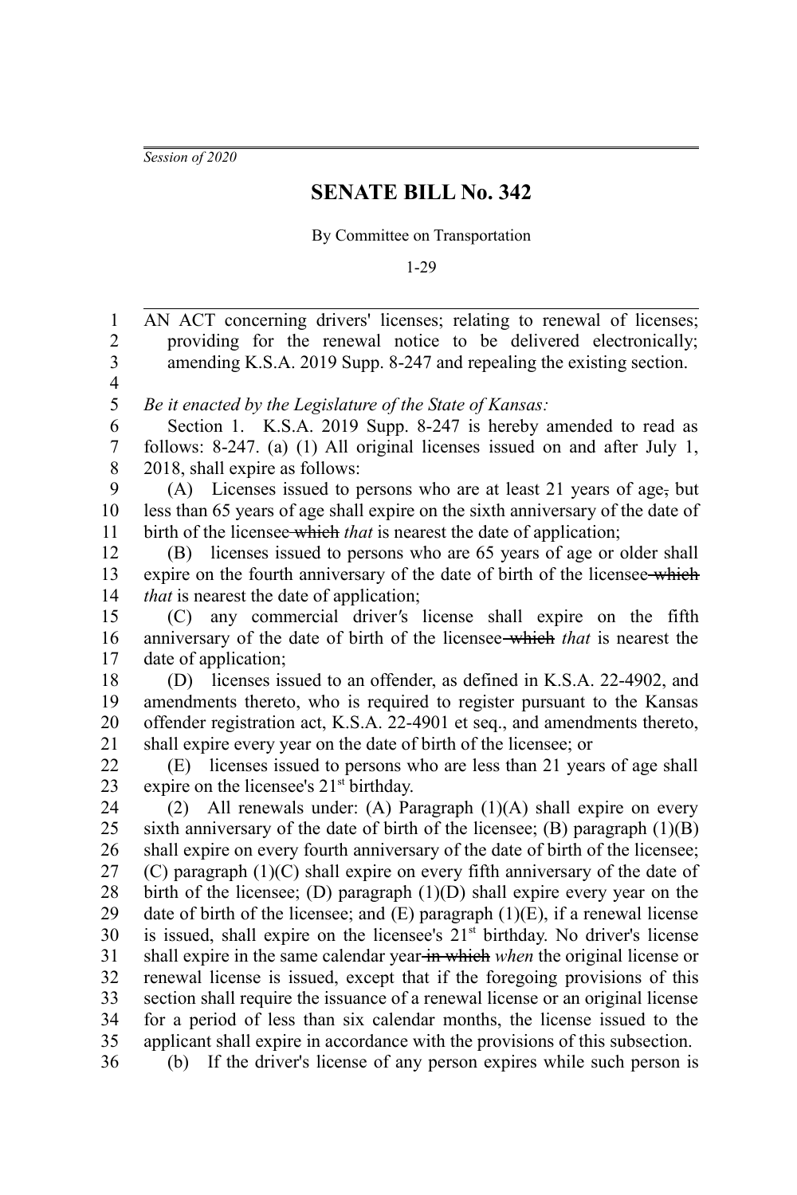*Session of 2020*

# SENATE BILL No. 342

By Committee on Transportation

1-29

AN ACT concerning drivers' licenses; relating to renewal of licenses; providing for the renewal notice to be delivered electronically; amending K.S.A. 2019 Supp. 8-247 and repealing the existing section.

*Be it enacted by the Legislature of the State of Kansas:*

Section 1. K.S.A. 2019 Supp. 8-247 is hereby amended to read as follows: 8-247. (a) (1) All original licenses issued on and after July 1, 2018, shall expire as follows:

(A) Licenses issued to persons who are at least 21 years of age~~,~~ but less than 65 years of age shall expire on the sixth anniversary of the date of birth of the licensee ~~which~~ *that* is nearest the date of application;

(B) licenses issued to persons who are 65 years of age or older shall expire on the fourth anniversary of the date of birth of the licensee ~~which~~ *that* is nearest the date of application;

(C) any commercial driver's license shall expire on the fifth anniversary of the date of birth of the licensee ~~which~~ *that* is nearest the date of application;

(D) licenses issued to an offender, as defined in K.S.A. 22-4902, and amendments thereto, who is required to register pursuant to the Kansas offender registration act, K.S.A. 22-4901 et seq., and amendments thereto, shall expire every year on the date of birth of the licensee; or

(E) licenses issued to persons who are less than 21 years of age shall expire on the licensee's 21st birthday.

(2) All renewals under: (A) Paragraph (1)(A) shall expire on every sixth anniversary of the date of birth of the licensee; (B) paragraph (1)(B) shall expire on every fourth anniversary of the date of birth of the licensee; (C) paragraph (1)(C) shall expire on every fifth anniversary of the date of birth of the licensee; (D) paragraph (1)(D) shall expire every year on the date of birth of the licensee; and (E) paragraph (1)(E), if a renewal license is issued, shall expire on the licensee's 21st birthday. No driver's license shall expire in the same calendar year ~~in which~~ *when* the original license or renewal license is issued, except that if the foregoing provisions of this section shall require the issuance of a renewal license or an original license for a period of less than six calendar months, the license issued to the applicant shall expire in accordance with the provisions of this subsection.

(b) If the driver's license of any person expires while such person is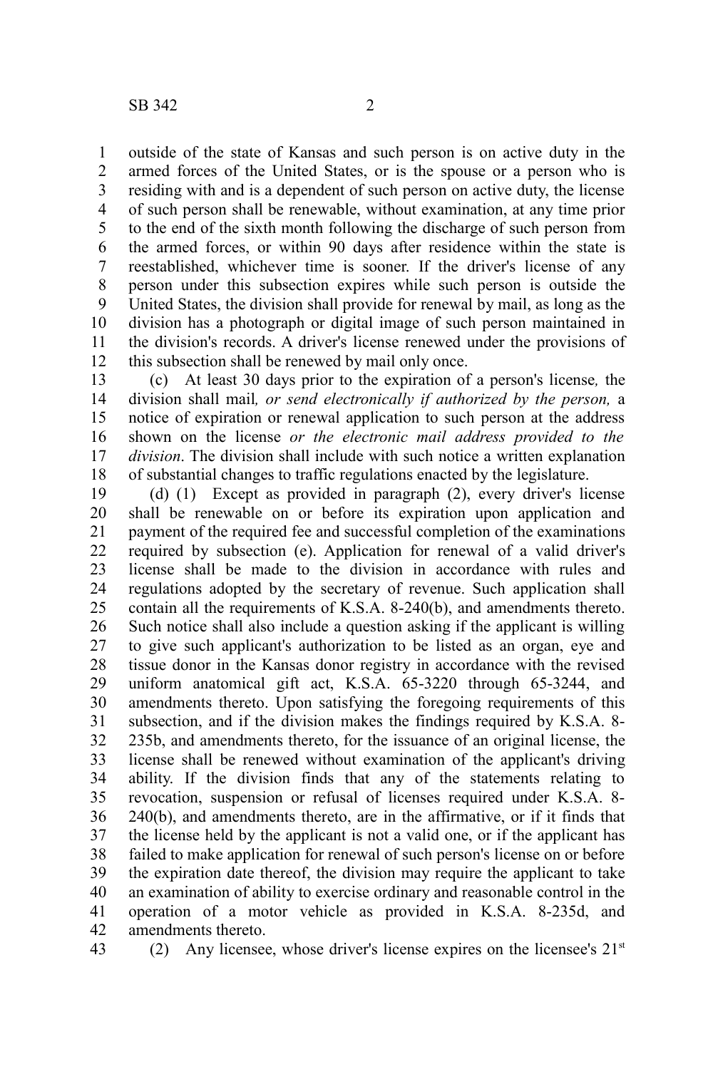outside of the state of Kansas and such person is on active duty in the armed forces of the United States, or is the spouse or a person who is residing with and is a dependent of such person on active duty, the license of such person shall be renewable, without examination, at any time prior to the end of the sixth month following the discharge of such person from the armed forces, or within 90 days after residence within the state is reestablished, whichever time is sooner. If the driver's license of any person under this subsection expires while such person is outside the United States, the division shall provide for renewal by mail, as long as the division has a photograph or digital image of such person maintained in the division's records. A driver's license renewed under the provisions of this subsection shall be renewed by mail only once.

(c) At least 30 days prior to the expiration of a person's license*,* the division shall mail*, or send electronically if authorized by the person,* a notice of expiration or renewal application to such person at the address shown on the license *or the electronic mail address provided to the division*. The division shall include with such notice a written explanation of substantial changes to traffic regulations enacted by the legislature.

(d) (1) Except as provided in paragraph (2), every driver's license shall be renewable on or before its expiration upon application and payment of the required fee and successful completion of the examinations required by subsection (e). Application for renewal of a valid driver's license shall be made to the division in accordance with rules and regulations adopted by the secretary of revenue. Such application shall contain all the requirements of K.S.A. 8-240(b), and amendments thereto. Such notice shall also include a question asking if the applicant is willing to give such applicant's authorization to be listed as an organ, eye and tissue donor in the Kansas donor registry in accordance with the revised uniform anatomical gift act, K.S.A. 65-3220 through 65-3244, and amendments thereto. Upon satisfying the foregoing requirements of this subsection, and if the division makes the findings required by K.S.A. 8-235b, and amendments thereto, for the issuance of an original license, the license shall be renewed without examination of the applicant's driving ability. If the division finds that any of the statements relating to revocation, suspension or refusal of licenses required under K.S.A. 8-240(b), and amendments thereto, are in the affirmative, or if it finds that the license held by the applicant is not a valid one, or if the applicant has failed to make application for renewal of such person's license on or before the expiration date thereof, the division may require the applicant to take an examination of ability to exercise ordinary and reasonable control in the operation of a motor vehicle as provided in K.S.A. 8-235d, and amendments thereto.

(2) Any licensee, whose driver's license expires on the licensee's 21st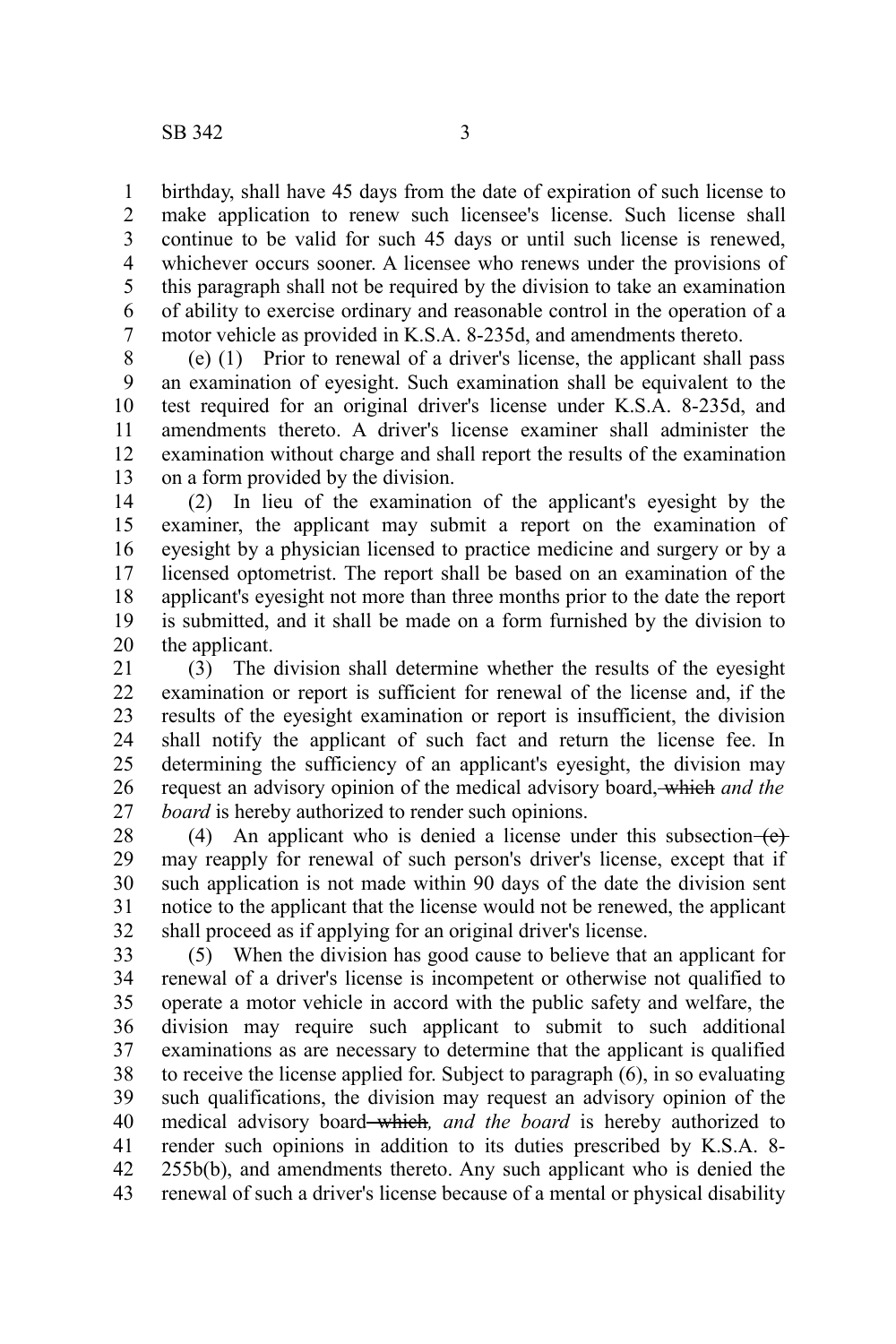birthday, shall have 45 days from the date of expiration of such license to make application to renew such licensee's license. Such license shall continue to be valid for such 45 days or until such license is renewed, whichever occurs sooner. A licensee who renews under the provisions of this paragraph shall not be required by the division to take an examination of ability to exercise ordinary and reasonable control in the operation of a motor vehicle as provided in K.S.A. 8-235d, and amendments thereto.

(e) (1) Prior to renewal of a driver's license, the applicant shall pass an examination of eyesight. Such examination shall be equivalent to the test required for an original driver's license under K.S.A. 8-235d, and amendments thereto. A driver's license examiner shall administer the examination without charge and shall report the results of the examination on a form provided by the division.

(2) In lieu of the examination of the applicant's eyesight by the examiner, the applicant may submit a report on the examination of eyesight by a physician licensed to practice medicine and surgery or by a licensed optometrist. The report shall be based on an examination of the applicant's eyesight not more than three months prior to the date the report is submitted, and it shall be made on a form furnished by the division to the applicant.

(3) The division shall determine whether the results of the eyesight examination or report is sufficient for renewal of the license and, if the results of the eyesight examination or report is insufficient, the division shall notify the applicant of such fact and return the license fee. In determining the sufficiency of an applicant's eyesight, the division may request an advisory opinion of the medical advisory board~~, which~~ *and the board* is hereby authorized to render such opinions.

(4) An applicant who is denied a license under this subsection ~~(e)~~ may reapply for renewal of such person's driver's license, except that if such application is not made within 90 days of the date the division sent notice to the applicant that the license would not be renewed, the applicant shall proceed as if applying for an original driver's license.

(5) When the division has good cause to believe that an applicant for renewal of a driver's license is incompetent or otherwise not qualified to operate a motor vehicle in accord with the public safety and welfare, the division may require such applicant to submit to such additional examinations as are necessary to determine that the applicant is qualified to receive the license applied for. Subject to paragraph (6), in so evaluating such qualifications, the division may request an advisory opinion of the medical advisory board ~~which~~*, and the board* is hereby authorized to render such opinions in addition to its duties prescribed by K.S.A. 8-255b(b), and amendments thereto. Any such applicant who is denied the renewal of such a driver's license because of a mental or physical disability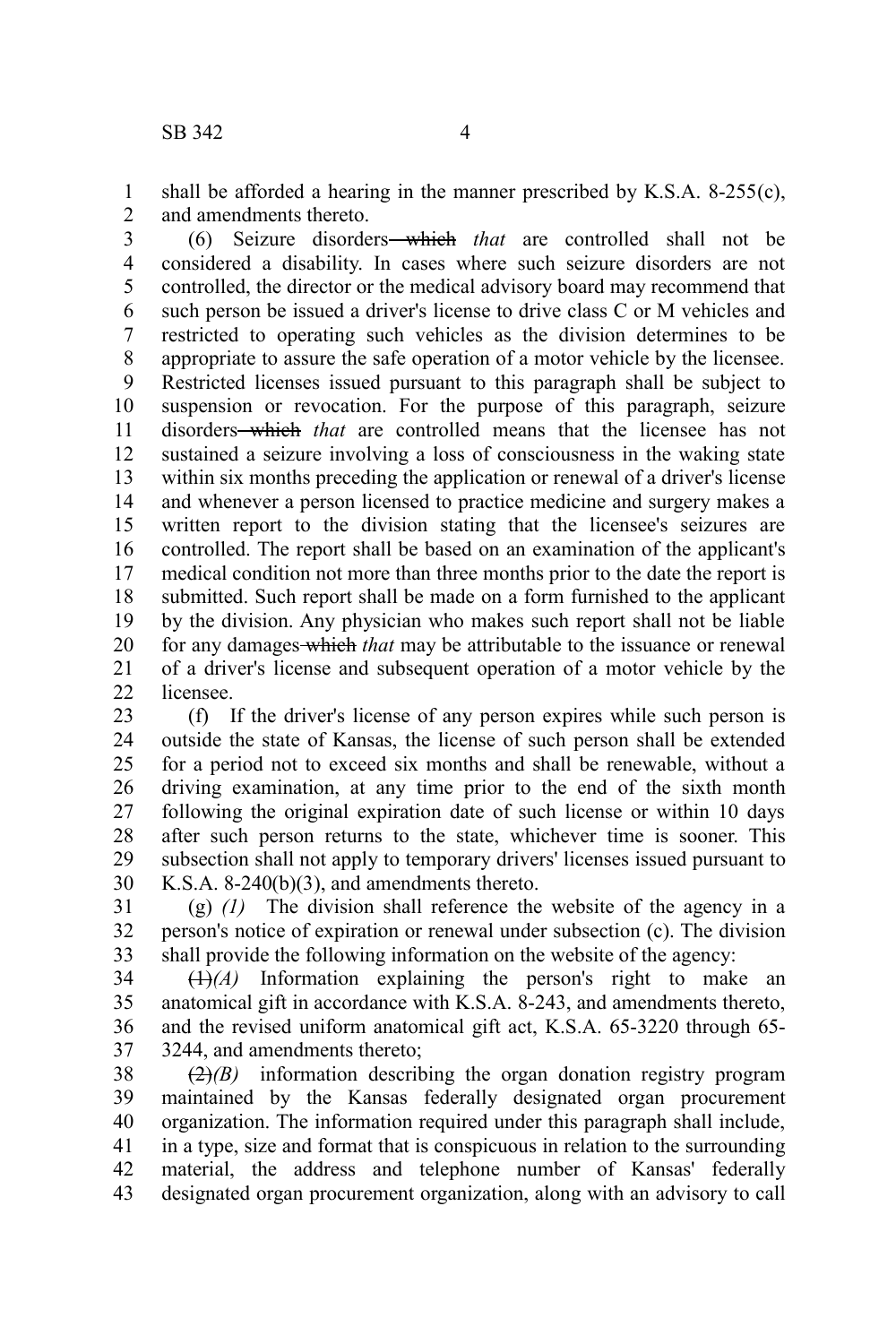shall be afforded a hearing in the manner prescribed by K.S.A. 8-255(c), and amendments thereto.

(6) Seizure disorders ~~which~~ *that* are controlled shall not be considered a disability. In cases where such seizure disorders are not controlled, the director or the medical advisory board may recommend that such person be issued a driver's license to drive class C or M vehicles and restricted to operating such vehicles as the division determines to be appropriate to assure the safe operation of a motor vehicle by the licensee. Restricted licenses issued pursuant to this paragraph shall be subject to suspension or revocation. For the purpose of this paragraph, seizure disorders ~~which~~ *that* are controlled means that the licensee has not sustained a seizure involving a loss of consciousness in the waking state within six months preceding the application or renewal of a driver's license and whenever a person licensed to practice medicine and surgery makes a written report to the division stating that the licensee's seizures are controlled. The report shall be based on an examination of the applicant's medical condition not more than three months prior to the date the report is submitted. Such report shall be made on a form furnished to the applicant by the division. Any physician who makes such report shall not be liable for any damages ~~which~~ *that* may be attributable to the issuance or renewal of a driver's license and subsequent operation of a motor vehicle by the licensee.

(f) If the driver's license of any person expires while such person is outside the state of Kansas, the license of such person shall be extended for a period not to exceed six months and shall be renewable, without a driving examination, at any time prior to the end of the sixth month following the original expiration date of such license or within 10 days after such person returns to the state, whichever time is sooner. This subsection shall not apply to temporary drivers' licenses issued pursuant to K.S.A. 8-240(b)(3), and amendments thereto.

(g) *(1)* The division shall reference the website of the agency in a person's notice of expiration or renewal under subsection (c). The division shall provide the following information on the website of the agency:

~~(1)~~*(A)* Information explaining the person's right to make an anatomical gift in accordance with K.S.A. 8-243, and amendments thereto, and the revised uniform anatomical gift act, K.S.A. 65-3220 through 65-3244, and amendments thereto;

~~(2)~~*(B)* information describing the organ donation registry program maintained by the Kansas federally designated organ procurement organization. The information required under this paragraph shall include, in a type, size and format that is conspicuous in relation to the surrounding material, the address and telephone number of Kansas' federally designated organ procurement organization, along with an advisory to call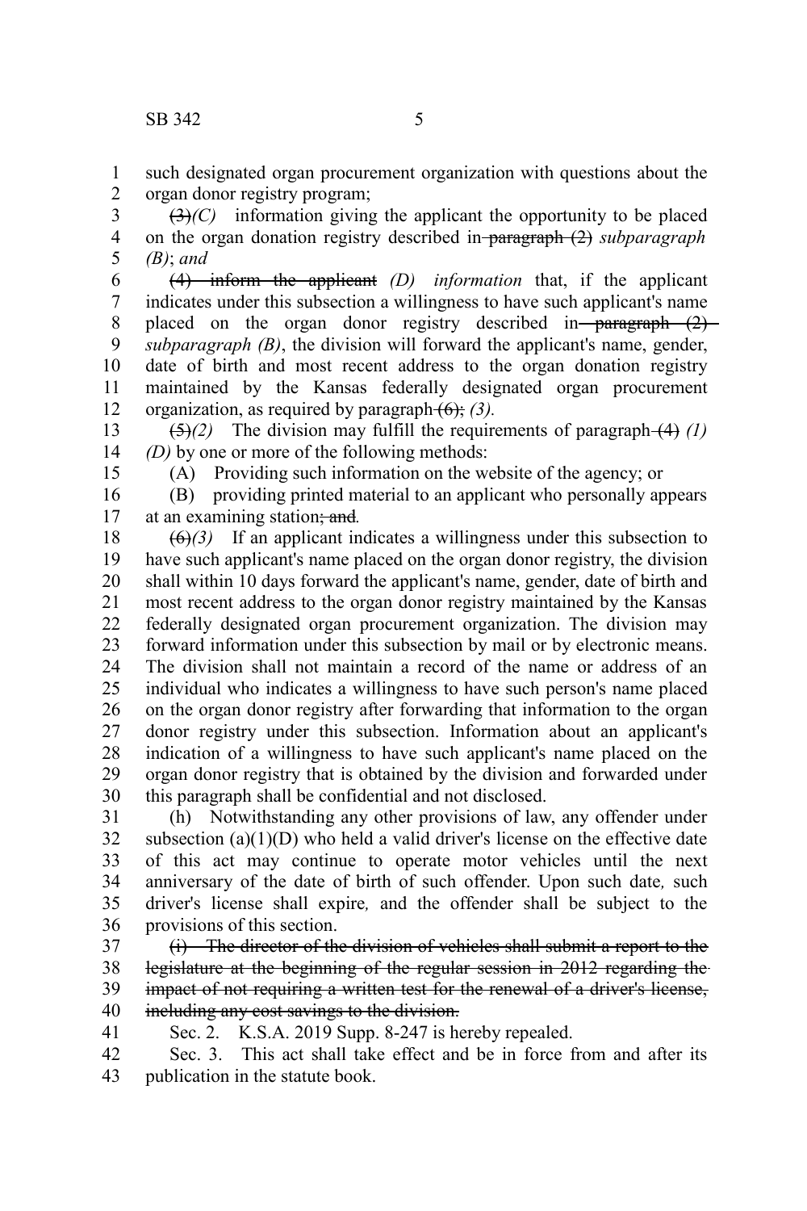such designated organ procurement organization with questions about the organ donor registry program;

~~(3)~~*(C)* information giving the applicant the opportunity to be placed on the organ donation registry described in ~~paragraph (2)~~ *subparagraph (B)*; *and*

~~(4) inform the applicant~~ *(D) information* that, if the applicant indicates under this subsection a willingness to have such applicant's name placed on the organ donor registry described in ~~paragraph (2)~~ *subparagraph (B)*, the division will forward the applicant's name, gender, date of birth and most recent address to the organ donation registry maintained by the Kansas federally designated organ procurement organization, as required by paragraph ~~(6);~~ *(3).*

~~(5)~~*(2)* The division may fulfill the requirements of paragraph ~~(4)~~ *(1)(D)* by one or more of the following methods:

(A) Providing such information on the website of the agency; or

(B) providing printed material to an applicant who personally appears at an examining station~~; and~~*.*

~~(6)~~*(3)* If an applicant indicates a willingness under this subsection to have such applicant's name placed on the organ donor registry, the division shall within 10 days forward the applicant's name, gender, date of birth and most recent address to the organ donor registry maintained by the Kansas federally designated organ procurement organization. The division may forward information under this subsection by mail or by electronic means. The division shall not maintain a record of the name or address of an individual who indicates a willingness to have such person's name placed on the organ donor registry after forwarding that information to the organ donor registry under this subsection. Information about an applicant's indication of a willingness to have such applicant's name placed on the organ donor registry that is obtained by the division and forwarded under this paragraph shall be confidential and not disclosed.

(h) Notwithstanding any other provisions of law, any offender under subsection (a)(1)(D) who held a valid driver's license on the effective date of this act may continue to operate motor vehicles until the next anniversary of the date of birth of such offender. Upon such date*,* such driver's license shall expire*,* and the offender shall be subject to the provisions of this section.

~~(i) The director of the division of vehicles shall submit a report to the legislature at the beginning of the regular session in 2012 regarding the impact of not requiring a written test for the renewal of a driver's license, including any cost savings to the division.~~

Sec. 2. K.S.A. 2019 Supp. 8-247 is hereby repealed.

Sec. 3. This act shall take effect and be in force from and after its publication in the statute book.